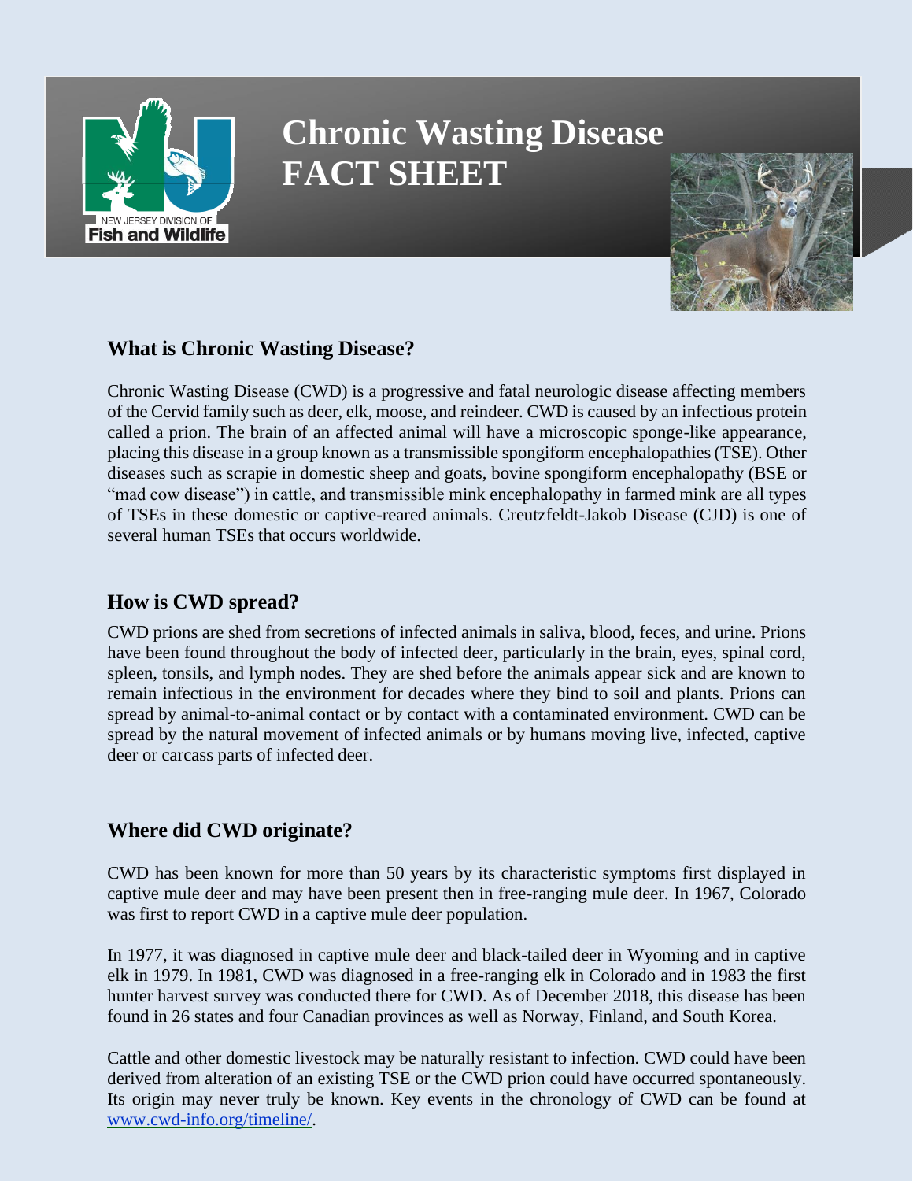# Chronic Wasting Disease FACT SHEET

## What is Chronic Wasting Disease?

Chronic Wasting Disease (CWD) is a progressive and fatal neurologic disease affecting members of the Cervid family such as deer, elk, moose, and reindeer. CWD is caused by an infectious protein called a prion. The brain of an affected animal will have a microscopic sponge-like appearance, placing this disease in a group known as a transmissible spongiform encephalopathies (TSE). Other diseases such as scrapie in domestic sheep and goats, bovine spongiform encephalopathy (BSE or "mad cow disease") in cattle, and transmissible mink encephalopathy in farmed mink are all types of TSEs in these domestic or captive-reared animals. Creutzfeldt-Jakob Disease (CJD) is one of several human TSEs that occurs worldwide.

## How is CWD spread?

CWD prions are shed from secretions of infected animals in saliva, blood, feces, and urine. Prions have been found throughout the body of infected deer, particularly in the brain, eyes, spinal cord, spleen, tonsils, and lymph nodes. They are shed before the animals appear sick and are known to remain infectious in the environment for decades where they bind to soil and plants. Prions can spread by animal-to-animal contact or by contact with a contaminated environment. CWD can be spread by the natural movement of infected animals or by humans moving live, infected, captive deer or carcass parts of infected deer.

## Where did CWD originate?

CWD has been known for more than 50 years by its characteristic symptoms first displayed in captive mule deer and may have been present then in free-ranging mule deer. In 1967, Colorado was first to report CWD in a captive mule deer population.

In 1977, it was diagnosed in captive mule deer and black-tailed deer in Wyoming and in captive elk in 1979. In 1981, CWD was diagnosed in a free-ranging elk in Colorado and in 1983 the first hunter harvest survey was conducted there for CWD. As of December 2018, this disease has been found in 26 states and four Canadian provinces as well as Norway, Finland, and South Korea.

Cattle and other domestic livestock may be naturally resistant to infection. CWD could have been derived from alteration of an existing TSE or the CWD prion could have occurred spontaneously. Its origin may never truly be known. Key events in the chronology of CWD can be found at [www.cwd-info.org/timeline/](www.cwd-info.org/timeline/).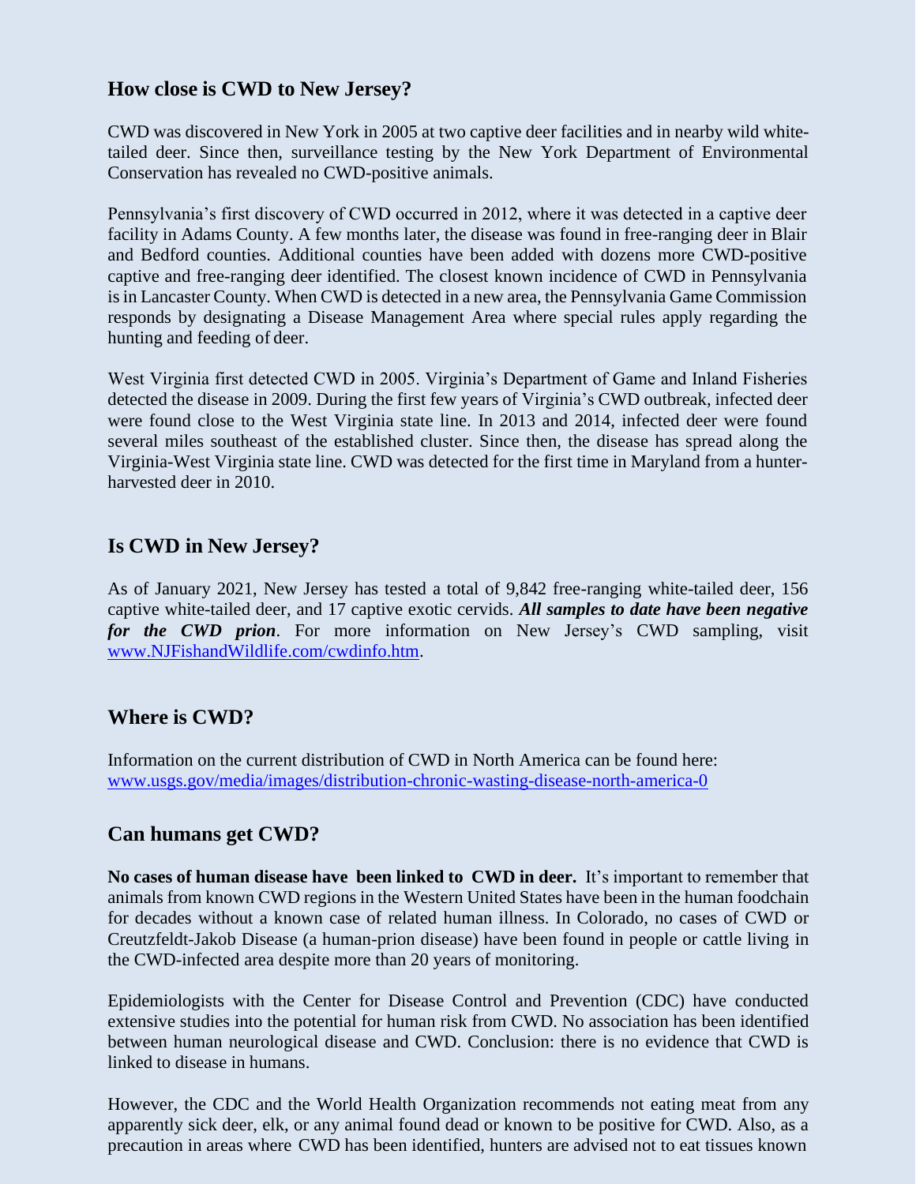## How close is CWD to New Jersey?

CWD was discovered in New York in 2005 at two captive deer facilities and in nearby wild white-tailed deer. Since then, surveillance testing by the New York Department of Environmental Conservation has revealed no CWD-positive animals.

Pennsylvania's first discovery of CWD occurred in 2012, where it was detected in a captive deer facility in Adams County. A few months later, the disease was found in free-ranging deer in Blair and Bedford counties. Additional counties have been added with dozens more CWD-positive captive and free-ranging deer identified. The closest known incidence of CWD in Pennsylvania is in Lancaster County. When CWD is detected in a new area, the Pennsylvania Game Commission responds by designating a Disease Management Area where special rules apply regarding the hunting and feeding of deer.

West Virginia first detected CWD in 2005. Virginia's Department of Game and Inland Fisheries detected the disease in 2009. During the first few years of Virginia's CWD outbreak, infected deer were found close to the West Virginia state line. In 2013 and 2014, infected deer were found several miles southeast of the established cluster. Since then, the disease has spread along the Virginia-West Virginia state line. CWD was detected for the first time in Maryland from a hunter-harvested deer in 2010.

## Is CWD in New Jersey?

As of January 2021, New Jersey has tested a total of 9,842 free-ranging white-tailed deer, 156 captive white-tailed deer, and 17 captive exotic cervids. ***All samples to date have been negative for the CWD prion***. For more information on New Jersey's CWD sampling, visit [www.NJFishandWildlife.com/cwdinfo.htm](www.NJFishandWildlife.com/cwdinfo.htm).

## Where is CWD?

Information on the current distribution of CWD in North America can be found here: [www.usgs.gov/media/images/distribution-chronic-wasting-disease-north-america-0](www.usgs.gov/media/images/distribution-chronic-wasting-disease-north-america-0)

## Can humans get CWD?

**No cases of human disease have been linked to CWD in deer.** It's important to remember that animals from known CWD regions in the Western United States have been in the human foodchain for decades without a known case of related human illness. In Colorado, no cases of CWD or Creutzfeldt-Jakob Disease (a human-prion disease) have been found in people or cattle living in the CWD-infected area despite more than 20 years of monitoring.

Epidemiologists with the Center for Disease Control and Prevention (CDC) have conducted extensive studies into the potential for human risk from CWD. No association has been identified between human neurological disease and CWD. Conclusion: there is no evidence that CWD is linked to disease in humans.

However, the CDC and the World Health Organization recommends not eating meat from any apparently sick deer, elk, or any animal found dead or known to be positive for CWD. Also, as a precaution in areas where CWD has been identified, hunters are advised not to eat tissues known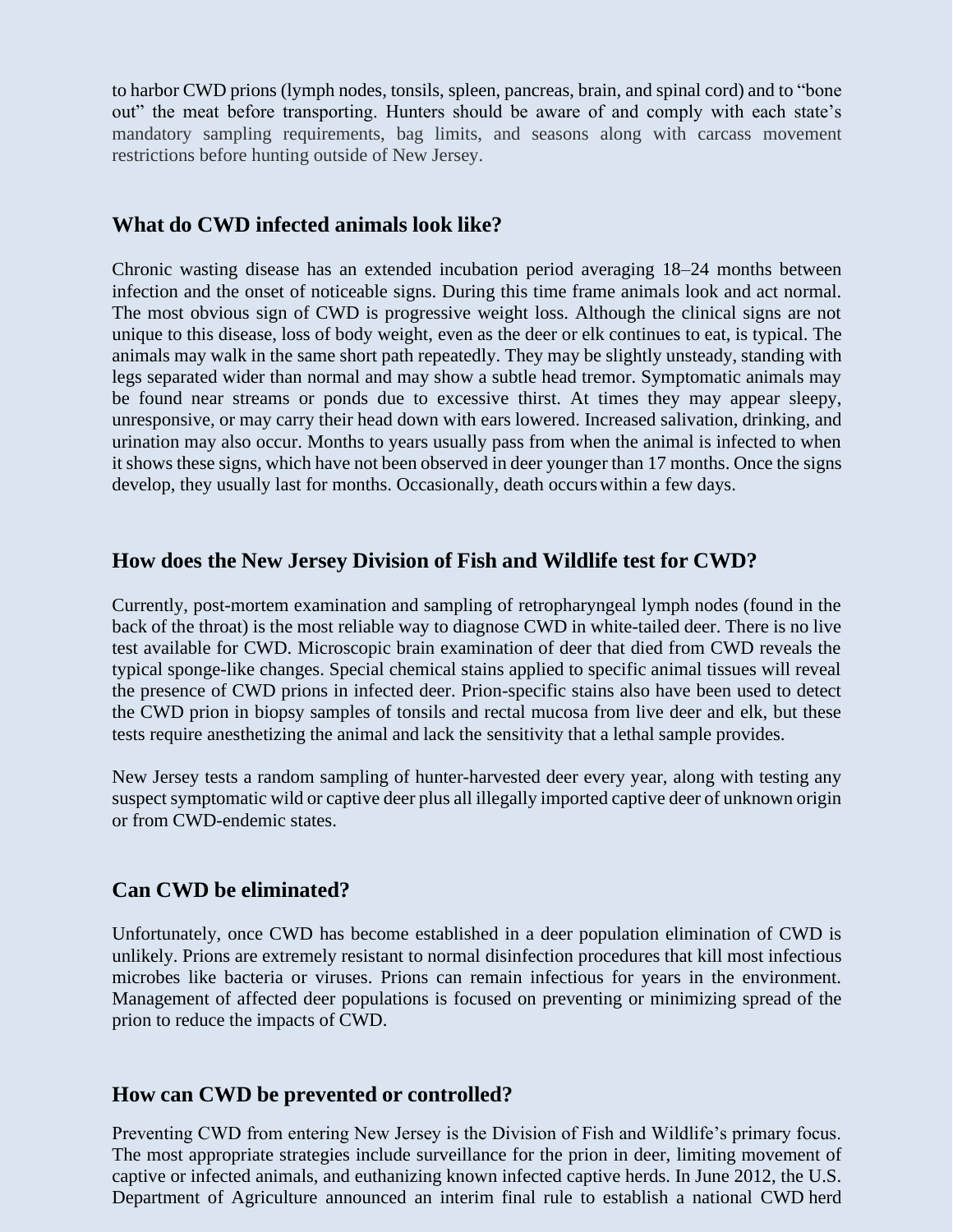to harbor CWD prions (lymph nodes, tonsils, spleen, pancreas, brain, and spinal cord) and to "bone out" the meat before transporting. Hunters should be aware of and comply with each state's mandatory sampling requirements, bag limits, and seasons along with carcass movement restrictions before hunting outside of New Jersey.

## What do CWD infected animals look like?

Chronic wasting disease has an extended incubation period averaging 18–24 months between infection and the onset of noticeable signs. During this time frame animals look and act normal. The most obvious sign of CWD is progressive weight loss. Although the clinical signs are not unique to this disease, loss of body weight, even as the deer or elk continues to eat, is typical. The animals may walk in the same short path repeatedly. They may be slightly unsteady, standing with legs separated wider than normal and may show a subtle head tremor. Symptomatic animals may be found near streams or ponds due to excessive thirst. At times they may appear sleepy, unresponsive, or may carry their head down with ears lowered. Increased salivation, drinking, and urination may also occur. Months to years usually pass from when the animal is infected to when it shows these signs, which have not been observed in deer younger than 17 months. Once the signs develop, they usually last for months. Occasionally, death occurs within a few days.

## How does the New Jersey Division of Fish and Wildlife test for CWD?

Currently, post-mortem examination and sampling of retropharyngeal lymph nodes (found in the back of the throat) is the most reliable way to diagnose CWD in white-tailed deer. There is no live test available for CWD. Microscopic brain examination of deer that died from CWD reveals the typical sponge-like changes. Special chemical stains applied to specific animal tissues will reveal the presence of CWD prions in infected deer. Prion-specific stains also have been used to detect the CWD prion in biopsy samples of tonsils and rectal mucosa from live deer and elk, but these tests require anesthetizing the animal and lack the sensitivity that a lethal sample provides.

New Jersey tests a random sampling of hunter-harvested deer every year, along with testing any suspect symptomatic wild or captive deer plus all illegally imported captive deer of unknown origin or from CWD-endemic states.

## Can CWD be eliminated?

Unfortunately, once CWD has become established in a deer population elimination of CWD is unlikely. Prions are extremely resistant to normal disinfection procedures that kill most infectious microbes like bacteria or viruses. Prions can remain infectious for years in the environment. Management of affected deer populations is focused on preventing or minimizing spread of the prion to reduce the impacts of CWD.

## How can CWD be prevented or controlled?

Preventing CWD from entering New Jersey is the Division of Fish and Wildlife's primary focus. The most appropriate strategies include surveillance for the prion in deer, limiting movement of captive or infected animals, and euthanizing known infected captive herds. In June 2012, the U.S. Department of Agriculture announced an interim final rule to establish a national CWD herd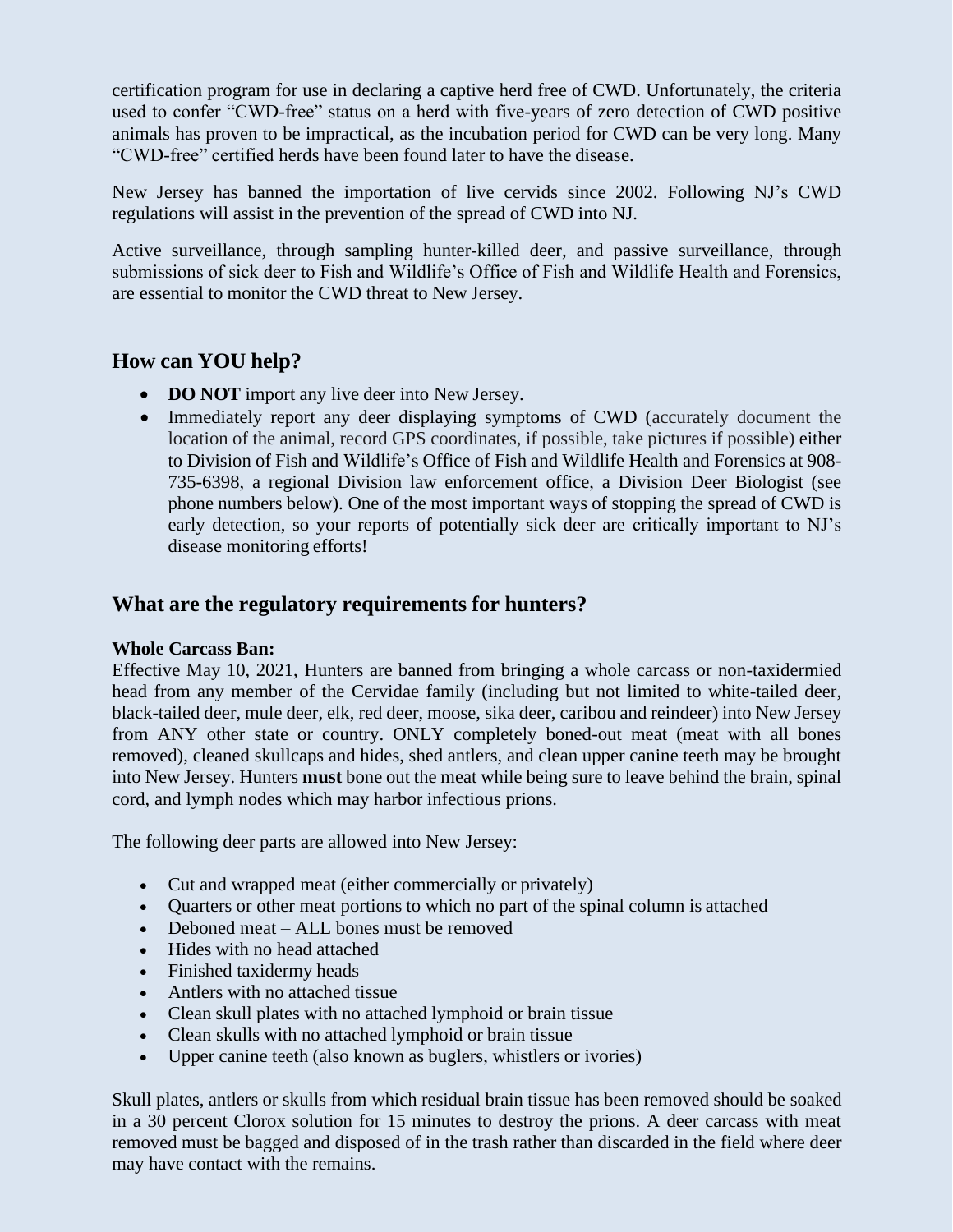certification program for use in declaring a captive herd free of CWD. Unfortunately, the criteria used to confer "CWD-free" status on a herd with five-years of zero detection of CWD positive animals has proven to be impractical, as the incubation period for CWD can be very long. Many "CWD-free" certified herds have been found later to have the disease.

New Jersey has banned the importation of live cervids since 2002. Following NJ's CWD regulations will assist in the prevention of the spread of CWD into NJ.

Active surveillance, through sampling hunter-killed deer, and passive surveillance, through submissions of sick deer to Fish and Wildlife's Office of Fish and Wildlife Health and Forensics, are essential to monitor the CWD threat to New Jersey.

## How can YOU help?

- **DO NOT** import any live deer into New Jersey.
- Immediately report any deer displaying symptoms of CWD (accurately document the location of the animal, record GPS coordinates, if possible, take pictures if possible) either to Division of Fish and Wildlife's Office of Fish and Wildlife Health and Forensics at 908-735-6398, a regional Division law enforcement office, a Division Deer Biologist (see phone numbers below). One of the most important ways of stopping the spread of CWD is early detection, so your reports of potentially sick deer are critically important to NJ's disease monitoring efforts!

## What are the regulatory requirements for hunters?

**Whole Carcass Ban:**
Effective May 10, 2021, Hunters are banned from bringing a whole carcass or non-taxidermied head from any member of the Cervidae family (including but not limited to white-tailed deer, black-tailed deer, mule deer, elk, red deer, moose, sika deer, caribou and reindeer) into New Jersey from ANY other state or country. ONLY completely boned-out meat (meat with all bones removed), cleaned skullcaps and hides, shed antlers, and clean upper canine teeth may be brought into New Jersey. Hunters **must** bone out the meat while being sure to leave behind the brain, spinal cord, and lymph nodes which may harbor infectious prions.

The following deer parts are allowed into New Jersey:

- Cut and wrapped meat (either commercially or privately)
- Quarters or other meat portions to which no part of the spinal column is attached
- Deboned meat – ALL bones must be removed
- Hides with no head attached
- Finished taxidermy heads
- Antlers with no attached tissue
- Clean skull plates with no attached lymphoid or brain tissue
- Clean skulls with no attached lymphoid or brain tissue
- Upper canine teeth (also known as buglers, whistlers or ivories)

Skull plates, antlers or skulls from which residual brain tissue has been removed should be soaked in a 30 percent Clorox solution for 15 minutes to destroy the prions. A deer carcass with meat removed must be bagged and disposed of in the trash rather than discarded in the field where deer may have contact with the remains.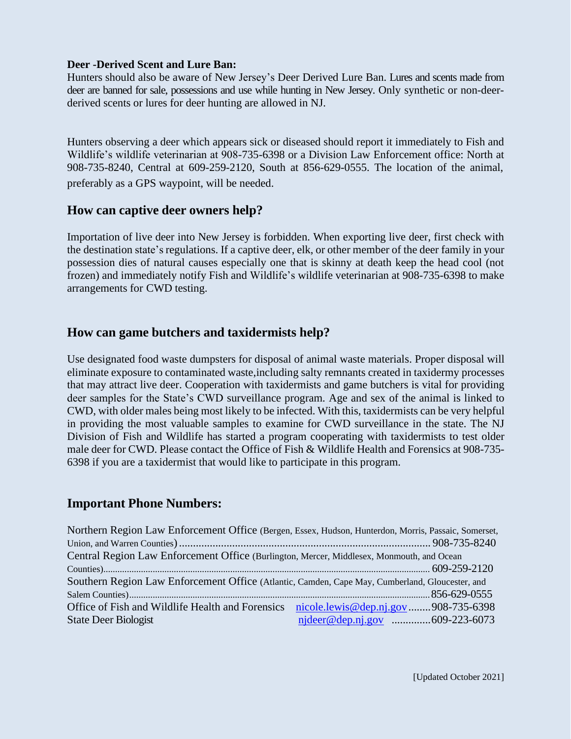**Deer -Derived Scent and Lure Ban:**
Hunters should also be aware of New Jersey's Deer Derived Lure Ban. Lures and scents made from deer are banned for sale, possessions and use while hunting in New Jersey. Only synthetic or non-deer-derived scents or lures for deer hunting are allowed in NJ.

Hunters observing a deer which appears sick or diseased should report it immediately to Fish and Wildlife's wildlife veterinarian at 908-735-6398 or a Division Law Enforcement office: North at 908-735-8240, Central at 609-259-2120, South at 856-629-0555. The location of the animal, preferably as a GPS waypoint, will be needed.

## How can captive deer owners help?

Importation of live deer into New Jersey is forbidden. When exporting live deer, first check with the destination state's regulations. If a captive deer, elk, or other member of the deer family in your possession dies of natural causes especially one that is skinny at death keep the head cool (not frozen) and immediately notify Fish and Wildlife's wildlife veterinarian at 908-735-6398 to make arrangements for CWD testing.

## How can game butchers and taxidermists help?

Use designated food waste dumpsters for disposal of animal waste materials. Proper disposal will eliminate exposure to contaminated waste,including salty remnants created in taxidermy processes that may attract live deer. Cooperation with taxidermists and game butchers is vital for providing deer samples for the State's CWD surveillance program. Age and sex of the animal is linked to CWD, with older males being most likely to be infected. With this, taxidermists can be very helpful in providing the most valuable samples to examine for CWD surveillance in the state. The NJ Division of Fish and Wildlife has started a program cooperating with taxidermists to test older male deer for CWD. Please contact the Office of Fish & Wildlife Health and Forensics at 908-735-6398 if you are a taxidermist that would like to participate in this program.

## Important Phone Numbers:

Northern Region Law Enforcement Office (Bergen, Essex, Hudson, Hunterdon, Morris, Passaic, Somerset, Union, and Warren Counties)........................................................................................... 908-735-8240
Central Region Law Enforcement Office (Burlington, Mercer, Middlesex, Monmouth, and Ocean Counties)........................................................................................................................ 609-259-2120
Southern Region Law Enforcement Office (Atlantic, Camden, Cape May, Cumberland, Gloucester, and Salem Counties)...........................................................................................................................856-629-0555
Office of Fish and Wildlife Health and Forensics nicole.lewis@dep.nj.gov........908-735-6398
State Deer Biologist njdeer@dep.nj.gov .............609-223-6073

[Updated October 2021]